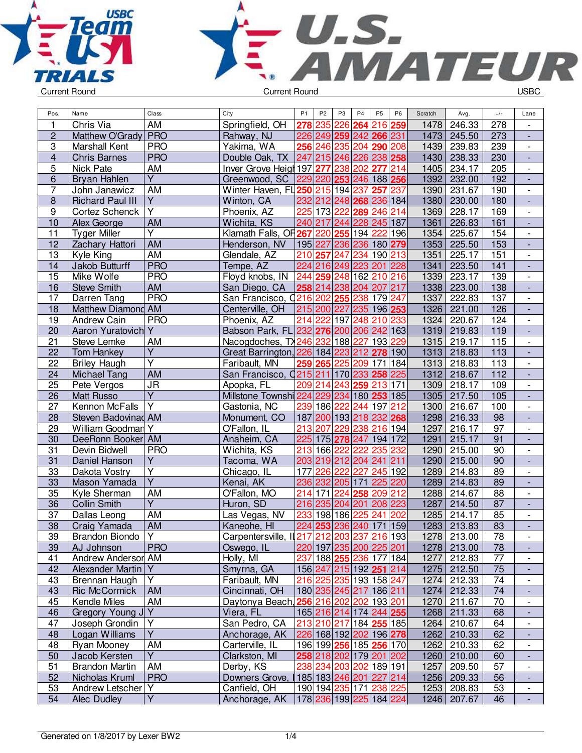Current Round | Current Round | USBC

| Pos. | Name | Class | City | P1 | P2 | P3 | P4 | P5 | P6 | Scratch | Avg. | +/- | Lane |
|---|---|---|---|---|---|---|---|---|---|---|---|---|---|
| 1 | Chris Via | AM | Springfield, OH | 278 | 235 | 226 | 264 | 216 | 259 | 1478 | 246.33 | 278 | - |
| 2 | Matthew O'Grady | PRO | Rahway, NJ | 226 | 249 | 259 | 242 | 266 | 231 | 1473 | 245.50 | 273 | - |
| 3 | Marshall Kent | PRO | Yakima, WA | 256 | 246 | 235 | 204 | 290 | 208 | 1439 | 239.83 | 239 | - |
| 4 | Chris Barnes | PRO | Double Oak, TX | 247 | 215 | 246 | 226 | 238 | 258 | 1430 | 238.33 | 230 | - |
| 5 | Nick Pate | AM | Inver Grove Heigh | 197 | 277 | 238 | 202 | 277 | 214 | 1405 | 234.17 | 205 | - |
| 6 | Bryan Hahlen | Y | Greenwood, SC | 229 | 220 | 253 | 246 | 188 | 256 | 1392 | 232.00 | 192 | - |
| 7 | John Janawicz | AM | Winter Haven, FL | 250 | 215 | 194 | 237 | 257 | 237 | 1390 | 231.67 | 190 | - |
| 8 | Richard Paul III | Y | Winton, CA | 232 | 212 | 248 | 268 | 236 | 184 | 1380 | 230.00 | 180 | - |
| 9 | Cortez Schenck | Y | Phoenix, AZ | 225 | 173 | 222 | 289 | 246 | 214 | 1369 | 228.17 | 169 | - |
| 10 | Alex George | AM | Wichita, KS | 240 | 217 | 244 | 228 | 245 | 187 | 1361 | 226.83 | 161 | - |
| 11 | Tyger Miller | Y | Klamath Falls, OR | 267 | 220 | 255 | 194 | 222 | 196 | 1354 | 225.67 | 154 | - |
| 12 | Zachary Hattori | AM | Henderson, NV | 195 | 227 | 236 | 236 | 180 | 279 | 1353 | 225.50 | 153 | - |
| 13 | Kyle King | AM | Glendale, AZ | 210 | 257 | 247 | 234 | 190 | 213 | 1351 | 225.17 | 151 | - |
| 14 | Jakob Butturff | PRO | Tempe, AZ | 224 | 216 | 249 | 223 | 201 | 228 | 1341 | 223.50 | 141 | - |
| 15 | Mike Wolfe | PRO | Floyd knobs, IN | 244 | 259 | 248 | 162 | 210 | 216 | 1339 | 223.17 | 139 | - |
| 16 | Steve Smith | AM | San Diego, CA | 258 | 214 | 238 | 204 | 207 | 217 | 1338 | 223.00 | 138 | - |
| 17 | Darren Tang | PRO | San Francisco, C | 216 | 202 | 255 | 238 | 179 | 247 | 1337 | 222.83 | 137 | - |
| 18 | Matthew Diamond | AM | Centerville, OH | 215 | 200 | 227 | 235 | 196 | 253 | 1326 | 221.00 | 126 | - |
| 19 | Andrew Cain | PRO | Phoenix, AZ | 214 | 222 | 197 | 248 | 210 | 233 | 1324 | 220.67 | 124 | - |
| 20 | Aaron Yuratovich | Y | Babson Park, FL | 232 | 276 | 200 | 206 | 242 | 163 | 1319 | 219.83 | 119 | - |
| 21 | Steve Lemke | AM | Nacogdoches, TX | 246 | 232 | 188 | 227 | 193 | 229 | 1315 | 219.17 | 115 | - |
| 22 | Tom Hankey | Y | Great Barrington, | 226 | 184 | 223 | 212 | 278 | 190 | 1313 | 218.83 | 113 | - |
| 22 | Briley Haugh | Y | Faribault, MN | 259 | 265 | 225 | 209 | 171 | 184 | 1313 | 218.83 | 113 | - |
| 24 | Michael Tang | AM | San Francisco, C | 215 | 211 | 170 | 233 | 258 | 225 | 1312 | 218.67 | 112 | - |
| 25 | Pete Vergos | JR | Apopka, FL | 209 | 214 | 243 | 259 | 213 | 171 | 1309 | 218.17 | 109 | - |
| 26 | Matt Russo | Y | Millstone Townshi | 224 | 229 | 234 | 180 | 253 | 185 | 1305 | 217.50 | 105 | - |
| 27 | Kennon McFalls | Y | Gastonia, NC | 239 | 186 | 222 | 244 | 197 | 212 | 1300 | 216.67 | 100 | - |
| 28 | Steven Badovinac | AM | Monument, CO | 187 | 200 | 193 | 218 | 232 | 268 | 1298 | 216.33 | 98 | - |
| 29 | William Goodman | Y | O'Fallon, IL | 213 | 207 | 229 | 238 | 216 | 194 | 1297 | 216.17 | 97 | - |
| 30 | DeeRonn Booker | AM | Anaheim, CA | 225 | 175 | 278 | 247 | 194 | 172 | 1291 | 215.17 | 91 | - |
| 31 | Devin Bidwell | PRO | Wichita, KS | 213 | 166 | 222 | 222 | 235 | 232 | 1290 | 215.00 | 90 | - |
| 31 | Daniel Hanson | Y | Tacoma, WA | 203 | 219 | 212 | 204 | 241 | 211 | 1290 | 215.00 | 90 | - |
| 33 | Dakota Vostry | Y | Chicago, IL | 177 | 226 | 222 | 227 | 245 | 192 | 1289 | 214.83 | 89 | - |
| 33 | Mason Yamada | Y | Kenai, AK | 236 | 232 | 205 | 171 | 225 | 220 | 1289 | 214.83 | 89 | - |
| 35 | Kyle Sherman | AM | O'Fallon, MO | 214 | 171 | 224 | 258 | 209 | 212 | 1288 | 214.67 | 88 | - |
| 36 | Collin Smith | Y | Huron, SD | 216 | 235 | 204 | 201 | 208 | 223 | 1287 | 214.50 | 87 | - |
| 37 | Dallas Leong | AM | Las Vegas, NV | 233 | 198 | 186 | 225 | 241 | 202 | 1285 | 214.17 | 85 | - |
| 38 | Craig Yamada | AM | Kaneohe, HI | 224 | 253 | 236 | 240 | 171 | 159 | 1283 | 213.83 | 83 | - |
| 39 | Brandon Biondo | Y | Carpentersville, IL | 217 | 212 | 203 | 237 | 216 | 193 | 1278 | 213.00 | 78 | - |
| 39 | AJ Johnson | PRO | Oswego, IL | 220 | 197 | 235 | 200 | 225 | 201 | 1278 | 213.00 | 78 | - |
| 41 | Andrew Anderson | AM | Holly, MI | 237 | 188 | 255 | 236 | 177 | 184 | 1277 | 212.83 | 77 | - |
| 42 | Alexander Martin | Y | Smyrna, GA | 156 | 247 | 215 | 192 | 251 | 214 | 1275 | 212.50 | 75 | - |
| 43 | Brennan Haugh | Y | Faribault, MN | 216 | 225 | 235 | 193 | 158 | 247 | 1274 | 212.33 | 74 | - |
| 43 | Ric McCormick | AM | Cincinnati, OH | 180 | 235 | 245 | 217 | 186 | 211 | 1274 | 212.33 | 74 | - |
| 45 | Kendle Miles | AM | Daytonya Beach, | 256 | 216 | 202 | 202 | 193 | 201 | 1270 | 211.67 | 70 | - |
| 46 | Gregory Young J | Y | Viera, FL | 165 | 216 | 214 | 174 | 244 | 255 | 1268 | 211.33 | 68 | - |
| 47 | Joseph Grondin | Y | San Pedro, CA | 213 | 210 | 217 | 184 | 255 | 185 | 1264 | 210.67 | 64 | - |
| 48 | Logan Williams | Y | Anchorage, AK | 226 | 168 | 192 | 202 | 196 | 278 | 1262 | 210.33 | 62 | - |
| 48 | Ryan Mooney | AM | Carterville, IL | 196 | 199 | 256 | 185 | 256 | 170 | 1262 | 210.33 | 62 | - |
| 50 | Jacob Kersten | Y | Clarkston, MI | 258 | 218 | 202 | 179 | 201 | 202 | 1260 | 210.00 | 60 | - |
| 51 | Brandon Martin | AM | Derby, KS | 238 | 234 | 203 | 202 | 189 | 191 | 1257 | 209.50 | 57 | - |
| 52 | Nicholas Kruml | PRO | Downers Grove, I | 185 | 183 | 246 | 201 | 227 | 214 | 1256 | 209.33 | 56 | - |
| 53 | Andrew Letscher | Y | Canfield, OH | 190 | 194 | 235 | 171 | 238 | 225 | 1253 | 208.83 | 53 | - |
| 54 | Alec Dudley | Y | Anchorage, AK | 178 | 236 | 199 | 225 | 184 | 224 | 1246 | 207.67 | 46 | - |

Generated on 1/8/2017 by Lexer BW2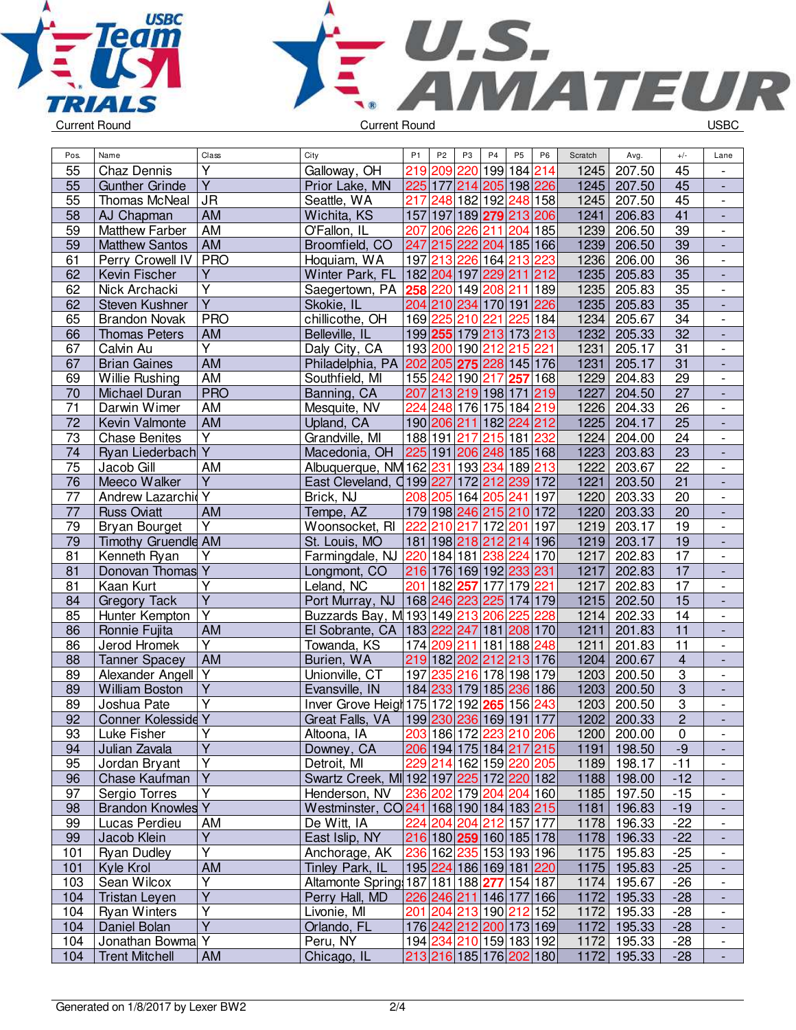Current Round | Current Round | USBC

| Pos. | Name | Class | City | P1 | P2 | P3 | P4 | P5 | P6 | Scratch | Avg. | +/- | Lane |
|---|---|---|---|---|---|---|---|---|---|---|---|---|---|
| 55 | Chaz Dennis | Y | Galloway, OH | 219 | 209 | 220 | 199 | 184 | 214 | 1245 | 207.50 | 45 | - |
| 55 | Gunther Grinde | Y | Prior Lake, MN | 225 | 177 | 214 | 205 | 198 | 226 | 1245 | 207.50 | 45 | - |
| 55 | Thomas McNeal | JR | Seattle, WA | 217 | 248 | 182 | 192 | 248 | 158 | 1245 | 207.50 | 45 | - |
| 58 | AJ Chapman | AM | Wichita, KS | 157 | 197 | 189 | **279** | 213 | 206 | 1241 | 206.83 | 41 | - |
| 59 | Matthew Farber | AM | O'Fallon, IL | 207 | 206 | 226 | 211 | 204 | 185 | 1239 | 206.50 | 39 | - |
| 59 | Matthew Santos | AM | Broomfield, CO | 247 | 215 | 222 | 204 | 185 | 166 | 1239 | 206.50 | 39 | - |
| 61 | Perry Crowell IV | PRO | Hoquiam, WA | 197 | 213 | 226 | 164 | 213 | 223 | 1236 | 206.00 | 36 | - |
| 62 | Kevin Fischer | Y | Winter Park, FL | 182 | 204 | 197 | 229 | 211 | 212 | 1235 | 205.83 | 35 | - |
| 62 | Nick Archacki | Y | Saegertown, PA | **258** | 220 | 149 | 208 | 211 | 189 | 1235 | 205.83 | 35 | - |
| 62 | Steven Kushner | Y | Skokie, IL | 204 | 210 | 234 | 170 | 191 | 226 | 1235 | 205.83 | 35 | - |
| 65 | Brandon Novak | PRO | chillicothe, OH | 169 | 225 | 210 | 221 | 225 | 184 | 1234 | 205.67 | 34 | - |
| 66 | Thomas Peters | AM | Belleville, IL | 199 | **255** | 179 | 213 | 173 | 213 | 1232 | 205.33 | 32 | - |
| 67 | Calvin Au | Y | Daly City, CA | 193 | 200 | 190 | 212 | 215 | 221 | 1231 | 205.17 | 31 | - |
| 67 | Brian Gaines | AM | Philadelphia, PA | 202 | 205 | **275** | 228 | 145 | 176 | 1231 | 205.17 | 31 | - |
| 69 | Willie Rushing | AM | Southfield, MI | 155 | 242 | 190 | 217 | **257** | 168 | 1229 | 204.83 | 29 | - |
| 70 | Michael Duran | PRO | Banning, CA | 207 | 213 | 219 | 198 | 171 | 219 | 1227 | 204.50 | 27 | - |
| 71 | Darwin Wimer | AM | Mesquite, NV | 224 | 248 | 176 | 175 | 184 | 219 | 1226 | 204.33 | 26 | - |
| 72 | Kevin Valmonte | AM | Upland, CA | 190 | 206 | 211 | 182 | 224 | 212 | 1225 | 204.17 | 25 | - |
| 73 | Chase Benites | Y | Grandville, MI | 188 | 191 | 217 | 215 | 181 | 232 | 1224 | 204.00 | 24 | - |
| 74 | Ryan Liederbach | Y | Macedonia, OH | 225 | 191 | 206 | 248 | 185 | 168 | 1223 | 203.83 | 23 | - |
| 75 | Jacob Gill | AM | Albuquerque, NM | 162 | 231 | 193 | 234 | 189 | 213 | 1222 | 203.67 | 22 | - |
| 76 | Meeco Walker | Y | East Cleveland, O | 199 | 227 | 172 | 212 | 239 | 172 | 1221 | 203.50 | 21 | - |
| 77 | Andrew Lazarchic | Y | Brick, NJ | 208 | 205 | 164 | 205 | 241 | 197 | 1220 | 203.33 | 20 | - |
| 77 | Russ Oviatt | AM | Tempe, AZ | 179 | 198 | 246 | 215 | 210 | 172 | 1220 | 203.33 | 20 | - |
| 79 | Bryan Bourget | Y | Woonsocket, RI | 222 | 210 | 217 | 172 | 201 | 197 | 1219 | 203.17 | 19 | - |
| 79 | Timothy Gruendle | AM | St. Louis, MO | 181 | 198 | 218 | 212 | 214 | 196 | 1219 | 203.17 | 19 | - |
| 81 | Kenneth Ryan | Y | Farmingdale, NJ | 220 | 184 | 181 | 238 | 224 | 170 | 1217 | 202.83 | 17 | - |
| 81 | Donovan Thomas | Y | Longmont, CO | 216 | 176 | 169 | 192 | 233 | 231 | 1217 | 202.83 | 17 | - |
| 81 | Kaan Kurt | Y | Leland, NC | 201 | 182 | **257** | 177 | 179 | 221 | 1217 | 202.83 | 17 | - |
| 84 | Gregory Tack | Y | Port Murray, NJ | 168 | 246 | 223 | 225 | 174 | 179 | 1215 | 202.50 | 15 | - |
| 85 | Hunter Kempton | Y | Buzzards Bay, M | 193 | 149 | 213 | 206 | 225 | 228 | 1214 | 202.33 | 14 | - |
| 86 | Ronnie Fujita | AM | El Sobrante, CA | 183 | 222 | 247 | 181 | 208 | 170 | 1211 | 201.83 | 11 | - |
| 86 | Jerod Hromek | Y | Towanda, KS | 174 | 209 | 211 | 181 | 188 | 248 | 1211 | 201.83 | 11 | - |
| 88 | Tanner Spacey | AM | Burien, WA | 219 | 182 | 202 | 212 | 213 | 176 | 1204 | 200.67 | 4 | - |
| 89 | Alexander Angell | Y | Unionville, CT | 197 | 235 | 216 | 178 | 198 | 179 | 1203 | 200.50 | 3 | - |
| 89 | William Boston | Y | Evansville, IN | 184 | 233 | 179 | 185 | 236 | 186 | 1203 | 200.50 | 3 | - |
| 89 | Joshua Pate | Y | Inver Grove Heigh | 175 | 172 | 192 | **265** | 156 | 243 | 1203 | 200.50 | 3 | - |
| 92 | Conner Kolesside | Y | Great Falls, VA | 199 | 230 | 236 | 169 | 191 | 177 | 1202 | 200.33 | 2 | - |
| 93 | Luke Fisher | Y | Altoona, IA | 203 | 186 | 172 | 223 | 210 | 206 | 1200 | 200.00 | 0 | - |
| 94 | Julian Zavala | Y | Downey, CA | 206 | 194 | 175 | 184 | 217 | 215 | 1191 | 198.50 | -9 | - |
| 95 | Jordan Bryant | Y | Detroit, MI | 229 | 214 | 162 | 159 | 220 | 205 | 1189 | 198.17 | -11 | - |
| 96 | Chase Kaufman | Y | Swartz Creek, MI | 192 | 197 | 225 | 172 | 220 | 182 | 1188 | 198.00 | -12 | - |
| 97 | Sergio Torres | Y | Henderson, NV | 236 | 202 | 179 | 204 | 204 | 160 | 1185 | 197.50 | -15 | - |
| 98 | Brandon Knowles | Y | Westminster, CO | 241 | 168 | 190 | 184 | 183 | 215 | 1181 | 196.83 | -19 | - |
| 99 | Lucas Perdieu | AM | De Witt, IA | 224 | 204 | 204 | 212 | 157 | 177 | 1178 | 196.33 | -22 | - |
| 99 | Jacob Klein | Y | East Islip, NY | 216 | 180 | **259** | 160 | 185 | 178 | 1178 | 196.33 | -22 | - |
| 101 | Ryan Dudley | Y | Anchorage, AK | 236 | 162 | 235 | 153 | 193 | 196 | 1175 | 195.83 | -25 | - |
| 101 | Kyle Krol | AM | Tinley Park, IL | 195 | 224 | 186 | 169 | 181 | 220 | 1175 | 195.83 | -25 | - |
| 103 | Sean Wilcox | Y | Altamonte Spring | 187 | 181 | 188 | **277** | 154 | 187 | 1174 | 195.67 | -26 | - |
| 104 | Tristan Leyen | Y | Perry Hall, MD | 226 | 246 | 211 | 146 | 177 | 166 | 1172 | 195.33 | -28 | - |
| 104 | Ryan Winters | Y | Livonie, MI | 201 | 204 | 213 | 190 | 212 | 152 | 1172 | 195.33 | -28 | - |
| 104 | Daniel Bolan | Y | Orlando, FL | 176 | 242 | 212 | 200 | 173 | 169 | 1172 | 195.33 | -28 | - |
| 104 | Jonathan Bowma | Y | Peru, NY | 194 | 234 | 210 | 159 | 183 | 192 | 1172 | 195.33 | -28 | - |
| 104 | Trent Mitchell | AM | Chicago, IL | 213 | 216 | 185 | 176 | 202 | 180 | 1172 | 195.33 | -28 | - |

Generated on 1/8/2017 by Lexer BW2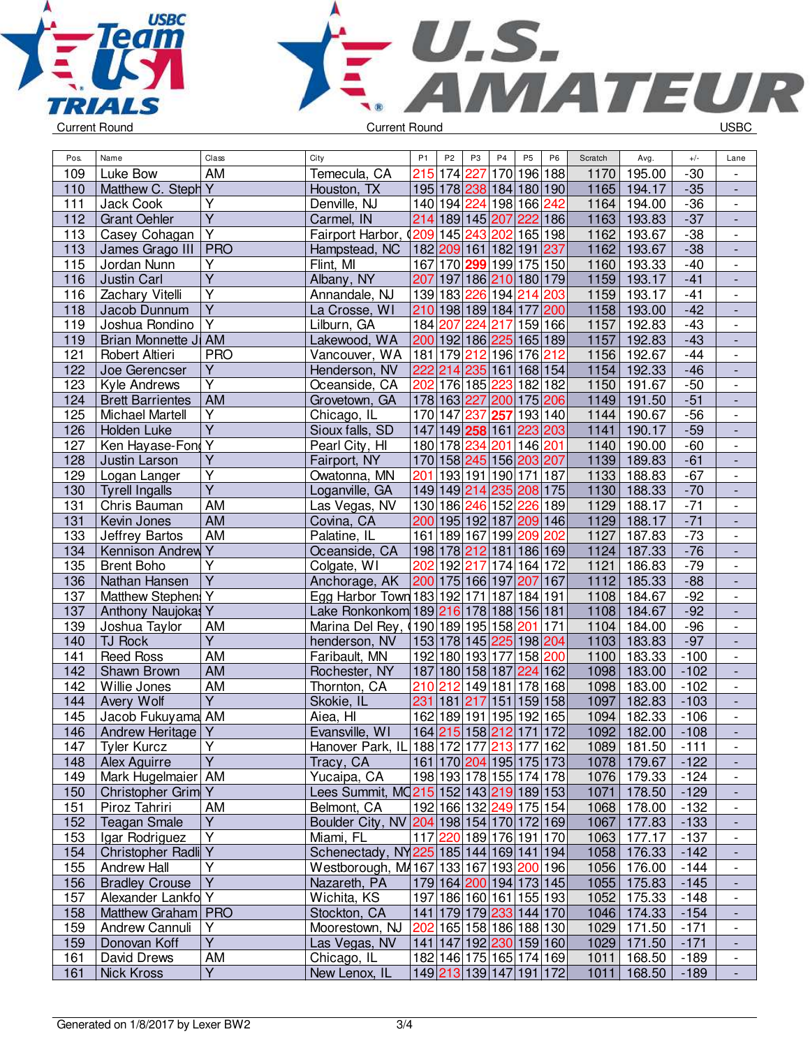Current Round | Current Round | USBC

| Pos. | Name | Class | City | P1 | P2 | P3 | P4 | P5 | P6 | Scratch | Avg. | +/- | Lane |
|---|---|---|---|---|---|---|---|---|---|---|---|---|---|
| 109 | Luke Bow | AM | Temecula, CA | 215 | 174 | 227 | 170 | 196 | 188 | 1170 | 195.00 | -30 | - |
| 110 | Matthew C. Steph | Y | Houston, TX | 195 | 178 | 238 | 184 | 180 | 190 | 1165 | 194.17 | -35 | - |
| 111 | Jack Cook | Y | Denville, NJ | 140 | 194 | 224 | 198 | 166 | 242 | 1164 | 194.00 | -36 | - |
| 112 | Grant Oehler | Y | Carmel, IN | 214 | 189 | 145 | 207 | 222 | 186 | 1163 | 193.83 | -37 | - |
| 113 | Casey Cohagan | Y | Fairport Harbor, ( | 209 | 145 | 243 | 202 | 165 | 198 | 1162 | 193.67 | -38 | - |
| 113 | James Grago III | PRO | Hampstead, NC | 182 | 209 | 161 | 182 | 191 | 237 | 1162 | 193.67 | -38 | - |
| 115 | Jordan Nunn | Y | Flint, MI | 167 | 170 | 299 | 199 | 175 | 150 | 1160 | 193.33 | -40 | - |
| 116 | Justin Carl | Y | Albany, NY | 207 | 197 | 186 | 210 | 180 | 179 | 1159 | 193.17 | -41 | - |
| 116 | Zachary Vitelli | Y | Annandale, NJ | 139 | 183 | 226 | 194 | 214 | 203 | 1159 | 193.17 | -41 | - |
| 118 | Jacob Dunnum | Y | La Crosse, WI | 210 | 198 | 189 | 184 | 177 | 200 | 1158 | 193.00 | -42 | - |
| 119 | Joshua Rondino | Y | Lilburn, GA | 184 | 207 | 224 | 217 | 159 | 166 | 1157 | 192.83 | -43 | - |
| 119 | Brian Monnette Jr | AM | Lakewood, WA | 200 | 192 | 186 | 225 | 165 | 189 | 1157 | 192.83 | -43 | - |
| 121 | Robert Altieri | PRO | Vancouver, WA | 181 | 179 | 212 | 196 | 176 | 212 | 1156 | 192.67 | -44 | - |
| 122 | Joe Gerencser | Y | Henderson, NV | 222 | 214 | 235 | 161 | 168 | 154 | 1154 | 192.33 | -46 | - |
| 123 | Kyle Andrews | Y | Oceanside, CA | 202 | 176 | 185 | 223 | 182 | 182 | 1150 | 191.67 | -50 | - |
| 124 | Brett Barrientes | AM | Grovetown, GA | 178 | 163 | 227 | 200 | 175 | 206 | 1149 | 191.50 | -51 | - |
| 125 | Michael Martell | Y | Chicago, IL | 170 | 147 | 237 | 257 | 193 | 140 | 1144 | 190.67 | -56 | - |
| 126 | Holden Luke | Y | Sioux falls, SD | 147 | 149 | 258 | 161 | 223 | 203 | 1141 | 190.17 | -59 | - |
| 127 | Ken Hayase-Fong | Y | Pearl City, HI | 180 | 178 | 234 | 201 | 146 | 201 | 1140 | 190.00 | -60 | - |
| 128 | Justin Larson | Y | Fairport, NY | 170 | 158 | 245 | 156 | 203 | 207 | 1139 | 189.83 | -61 | - |
| 129 | Logan Langer | Y | Owatonna, MN | 201 | 193 | 191 | 190 | 171 | 187 | 1133 | 188.83 | -67 | - |
| 130 | Tyrell Ingalls | Y | Loganville, GA | 149 | 149 | 214 | 235 | 208 | 175 | 1130 | 188.33 | -70 | - |
| 131 | Chris Bauman | AM | Las Vegas, NV | 130 | 186 | 246 | 152 | 226 | 189 | 1129 | 188.17 | -71 | - |
| 131 | Kevin Jones | AM | Covina, CA | 200 | 195 | 192 | 187 | 209 | 146 | 1129 | 188.17 | -71 | - |
| 133 | Jeffrey Bartos | AM | Palatine, IL | 161 | 189 | 167 | 199 | 209 | 202 | 1127 | 187.83 | -73 | - |
| 134 | Kennison Andrew | Y | Oceanside, CA | 198 | 178 | 212 | 181 | 186 | 169 | 1124 | 187.33 | -76 | - |
| 135 | Brent Boho | Y | Colgate, WI | 202 | 192 | 217 | 174 | 164 | 172 | 1121 | 186.83 | -79 | - |
| 136 | Nathan Hansen | Y | Anchorage, AK | 200 | 175 | 166 | 197 | 207 | 167 | 1112 | 185.33 | -88 | - |
| 137 | Matthew Stephen | Y | Egg Harbor Town | 183 | 192 | 171 | 187 | 184 | 191 | 1108 | 184.67 | -92 | - |
| 137 | Anthony Naujokas | Y | Lake Ronkonkom | 189 | 216 | 178 | 188 | 156 | 181 | 1108 | 184.67 | -92 | - |
| 139 | Joshua Taylor | AM | Marina Del Rey, ( | 190 | 189 | 195 | 158 | 201 | 171 | 1104 | 184.00 | -96 | - |
| 140 | TJ Rock | Y | henderson, NV | 153 | 178 | 145 | 225 | 198 | 204 | 1103 | 183.83 | -97 | - |
| 141 | Reed Ross | AM | Faribault, MN | 192 | 180 | 193 | 177 | 158 | 200 | 1100 | 183.33 | -100 | - |
| 142 | Shawn Brown | AM | Rochester, NY | 187 | 180 | 158 | 187 | 224 | 162 | 1098 | 183.00 | -102 | - |
| 142 | Willie Jones | AM | Thornton, CA | 210 | 212 | 149 | 181 | 178 | 168 | 1098 | 183.00 | -102 | - |
| 144 | Avery Wolf | Y | Skokie, IL | 231 | 181 | 217 | 151 | 159 | 158 | 1097 | 182.83 | -103 | - |
| 145 | Jacob Fukuyama | AM | Aiea, HI | 162 | 189 | 191 | 195 | 192 | 165 | 1094 | 182.33 | -106 | - |
| 146 | Andrew Heritage | Y | Evansville, WI | 164 | 215 | 158 | 212 | 171 | 172 | 1092 | 182.00 | -108 | - |
| 147 | Tyler Kurcz | Y | Hanover Park, IL | 188 | 172 | 177 | 213 | 177 | 162 | 1089 | 181.50 | -111 | - |
| 148 | Alex Aguirre | Y | Tracy, CA | 161 | 170 | 204 | 195 | 175 | 173 | 1078 | 179.67 | -122 | - |
| 149 | Mark Hugelmaier | AM | Yucaipa, CA | 198 | 193 | 178 | 155 | 174 | 178 | 1076 | 179.33 | -124 | - |
| 150 | Christopher Grim | Y | Lees Summit, MO | 215 | 152 | 143 | 219 | 189 | 153 | 1071 | 178.50 | -129 | - |
| 151 | Piroz Tahriri | AM | Belmont, CA | 192 | 166 | 132 | 249 | 175 | 154 | 1068 | 178.00 | -132 | - |
| 152 | Teagan Smale | Y | Boulder City, NV | 204 | 198 | 154 | 170 | 172 | 169 | 1067 | 177.83 | -133 | - |
| 153 | Igar Rodriguez | Y | Miami, FL | 117 | 220 | 189 | 176 | 191 | 170 | 1063 | 177.17 | -137 | - |
| 154 | Christopher Radli | Y | Schenectady, NY | 225 | 185 | 144 | 169 | 141 | 194 | 1058 | 176.33 | -142 | - |
| 155 | Andrew Hall | Y | Westborough, MA | 167 | 133 | 167 | 193 | 200 | 196 | 1056 | 176.00 | -144 | - |
| 156 | Bradley Crouse | Y | Nazareth, PA | 179 | 164 | 200 | 194 | 173 | 145 | 1055 | 175.83 | -145 | - |
| 157 | Alexander Lankfo | Y | Wichita, KS | 197 | 186 | 160 | 161 | 155 | 193 | 1052 | 175.33 | -148 | - |
| 158 | Matthew Graham | PRO | Stockton, CA | 141 | 179 | 179 | 233 | 144 | 170 | 1046 | 174.33 | -154 | - |
| 159 | Andrew Cannuli | Y | Moorestown, NJ | 202 | 165 | 158 | 186 | 188 | 130 | 1029 | 171.50 | -171 | - |
| 159 | Donovan Koff | Y | Las Vegas, NV | 141 | 147 | 192 | 230 | 159 | 160 | 1029 | 171.50 | -171 | - |
| 161 | David Drews | AM | Chicago, IL | 182 | 146 | 175 | 165 | 174 | 169 | 1011 | 168.50 | -189 | - |
| 161 | Nick Kross | Y | New Lenox, IL | 149 | 213 | 139 | 147 | 191 | 172 | 1011 | 168.50 | -189 | - |

Generated on 1/8/2017 by Lexer BW2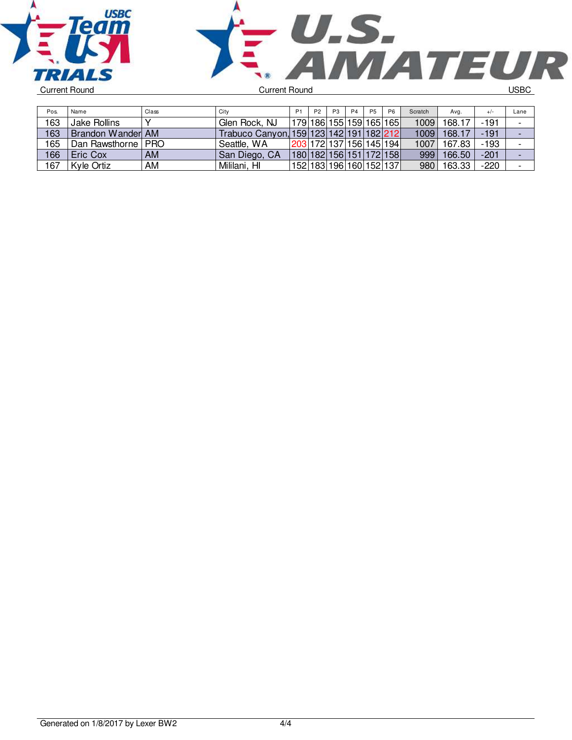Current Round | Current Round | USBC

| Pos. | Name | Class | City | P1 | P2 | P3 | P4 | P5 | P6 | Scratch | Avg. | +/- | Lane |
|---|---|---|---|---|---|---|---|---|---|---|---|---|---|
| 163 | Jake Rollins | Y | Glen Rock, NJ | 179 | 186 | 155 | 159 | 165 | 165 | 1009 | 168.17 | -191 | - |
| 163 | Brandon Wander | AM | Trabuco Canyon, | 159 | 123 | 142 | 191 | 182 | 212 | 1009 | 168.17 | -191 | - |
| 165 | Dan Rawsthorne | PRO | Seattle, WA | 203 | 172 | 137 | 156 | 145 | 194 | 1007 | 167.83 | -193 | - |
| 166 | Eric Cox | AM | San Diego, CA | 180 | 182 | 156 | 151 | 172 | 158 | 999 | 166.50 | -201 | - |
| 167 | Kyle Ortiz | AM | Mililani, HI | 152 | 183 | 196 | 160 | 152 | 137 | 980 | 163.33 | -220 | - |

Generated on 1/8/2017 by Lexer BW2